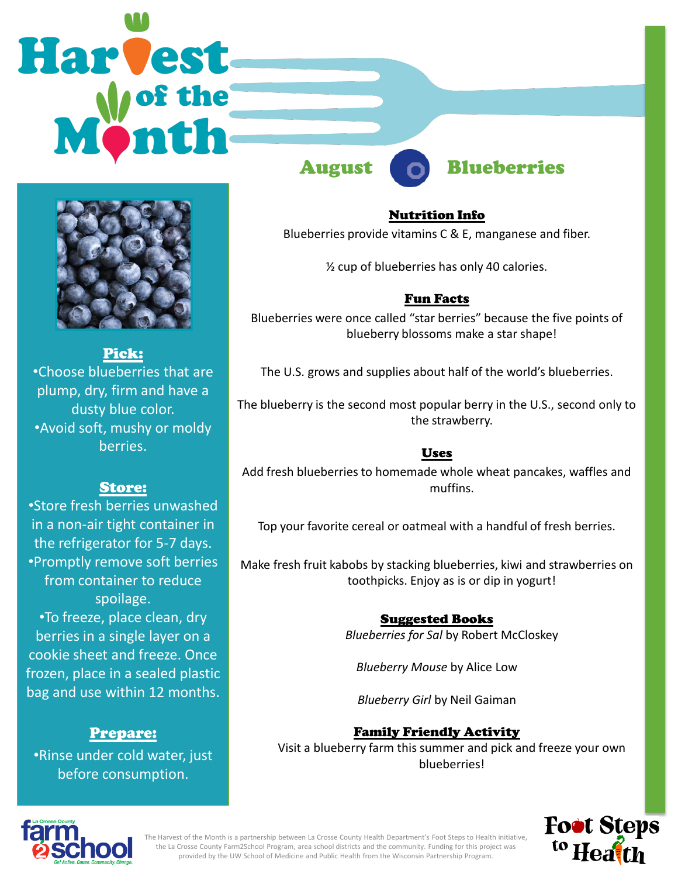# Harvest of the Month

## August Blueberries

### Pick:

- Choose blueberries that are plump, dry, firm and have a dusty blue color.
- Avoid soft, mushy or moldy berries.

### Store:

- Store fresh berries unwashed in a non-air tight container in the refrigerator for 5-7 days.
- Promptly remove soft berries from container to reduce spoilage.
- To freeze, place clean, dry berries in a single layer on a cookie sheet and freeze. Once frozen, place in a sealed plastic bag and use within 12 months.

### Prepare:

- Rinse under cold water, just before consumption.

### Nutrition Info

Blueberries provide vitamins C & E, manganese and fiber.

½ cup of blueberries has only 40 calories.

### Fun Facts

Blueberries were once called "star berries" because the five points of blueberry blossoms make a star shape!

The U.S. grows and supplies about half of the world's blueberries.

The blueberry is the second most popular berry in the U.S., second only to the strawberry.

### Uses

Add fresh blueberries to homemade whole wheat pancakes, waffles and muffins.

Top your favorite cereal or oatmeal with a handful of fresh berries.

Make fresh fruit kabobs by stacking blueberries, kiwi and strawberries on toothpicks. Enjoy as is or dip in yogurt!

### Suggested Books

*Blueberries for Sal* by Robert McCloskey

*Blueberry Mouse* by Alice Low

*Blueberry Girl* by Neil Gaiman

### Family Friendly Activity

Visit a blueberry farm this summer and pick and freeze your own blueberries!

La Crosse County farm2school — Get Active. Cause. Community. Change.

The Harvest of the Month is a partnership between La Crosse County Health Department's Foot Steps to Health initiative, the La Crosse County Farm2School Program, area school districts and the community. Funding for this project was provided by the UW School of Medicine and Public Health from the Wisconsin Partnership Program.

Foot Steps to Health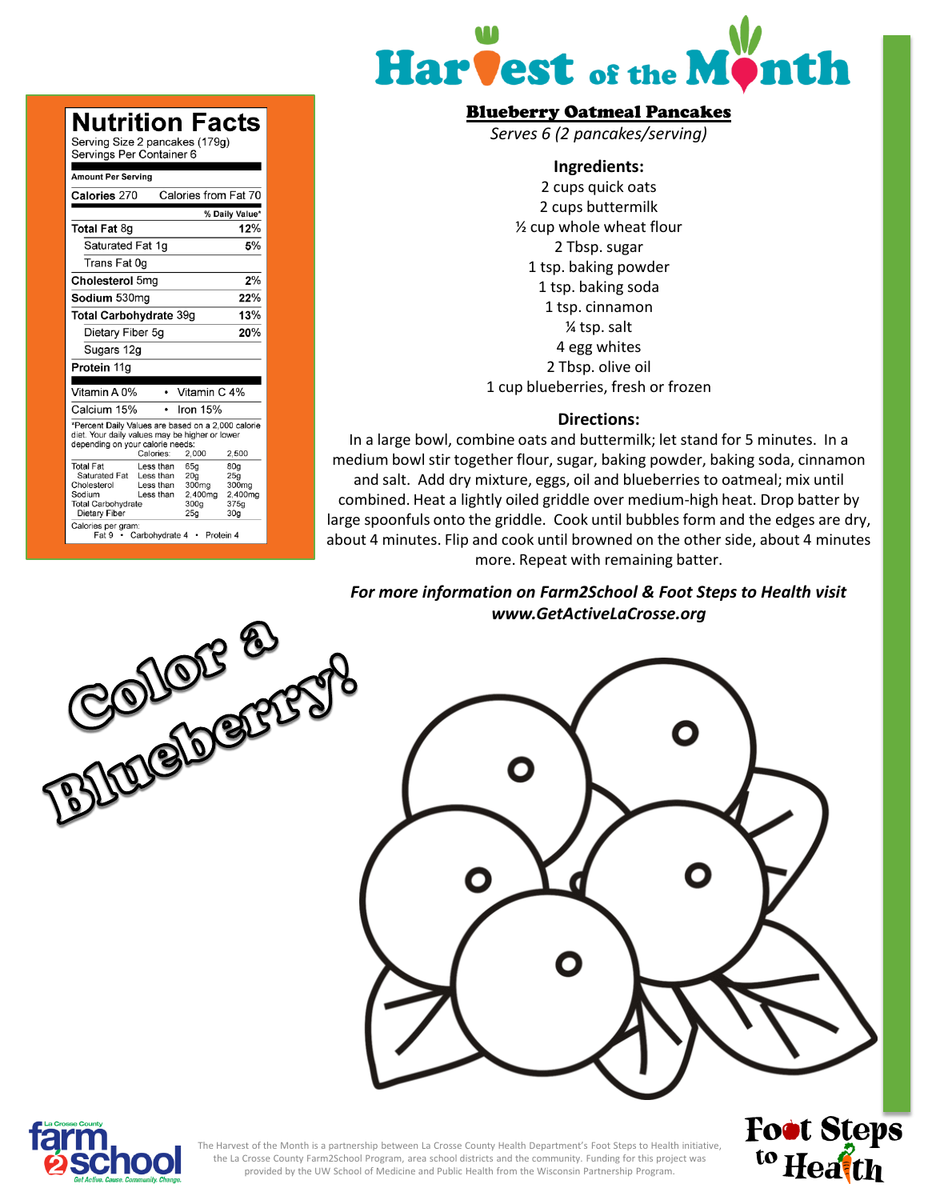# Harvest of the Month

## Nutrition Facts

Serving Size 2 pancakes (179g)
Servings Per Container 6

| Amount Per Serving | |
|---|---|
| Calories 270 | Calories from Fat 70 |
| | % Daily Value* |
| **Total Fat** 8g | 12% |
| Saturated Fat 1g | 5% |
| Trans Fat 0g | |
| **Cholesterol** 5mg | 2% |
| **Sodium** 530mg | 22% |
| **Total Carbohydrate** 39g | 13% |
| Dietary Fiber 5g | 20% |
| Sugars 12g | |
| **Protein** 11g | |
| Vitamin A 0% | Vitamin C 4% |
| Calcium 15% | Iron 15% |

*Percent Daily Values are based on a 2,000 calorie diet. Your daily values may be higher or lower depending on your calorie needs:

| | | Calories: 2,000 | 2,500 |
|---|---|---|---|
| Total Fat | Less than | 65g | 80g |
| Saturated Fat | Less than | 20g | 25g |
| Cholesterol | Less than | 300mg | 300mg |
| Sodium | Less than | 2,400mg | 2,400mg |
| Total Carbohydrate | | 300g | 375g |
| Dietary Fiber | | 25g | 30g |

Calories per gram:
Fat 9 • Carbohydrate 4 • Protein 4

## Blueberry Oatmeal Pancakes

*Serves 6 (2 pancakes/serving)*

**Ingredients:**

2 cups quick oats
2 cups buttermilk
½ cup whole wheat flour
2 Tbsp. sugar
1 tsp. baking powder
1 tsp. baking soda
1 tsp. cinnamon
¼ tsp. salt
4 egg whites
2 Tbsp. olive oil
1 cup blueberries, fresh or frozen

**Directions:**

In a large bowl, combine oats and buttermilk; let stand for 5 minutes. In a medium bowl stir together flour, sugar, baking powder, baking soda, cinnamon and salt. Add dry mixture, eggs, oil and blueberries to oatmeal; mix until combined. Heat a lightly oiled griddle over medium-high heat. Drop batter by large spoonfuls onto the griddle. Cook until bubbles form and the edges are dry, about 4 minutes. Flip and cook until browned on the other side, about 4 minutes more. Repeat with remaining batter.

***For more information on Farm2School & Foot Steps to Health visit www.GetActiveLaCrosse.org***

Color a Blueberry!

The Harvest of the Month is a partnership between La Crosse County Health Department's Foot Steps to Health initiative, the La Crosse County Farm2School Program, area school districts and the community. Funding for this project was provided by the UW School of Medicine and Public Health from the Wisconsin Partnership Program.

La Crosse County farm 2 school — Get Active. Cause. Community. Change.

Foot Steps to Health